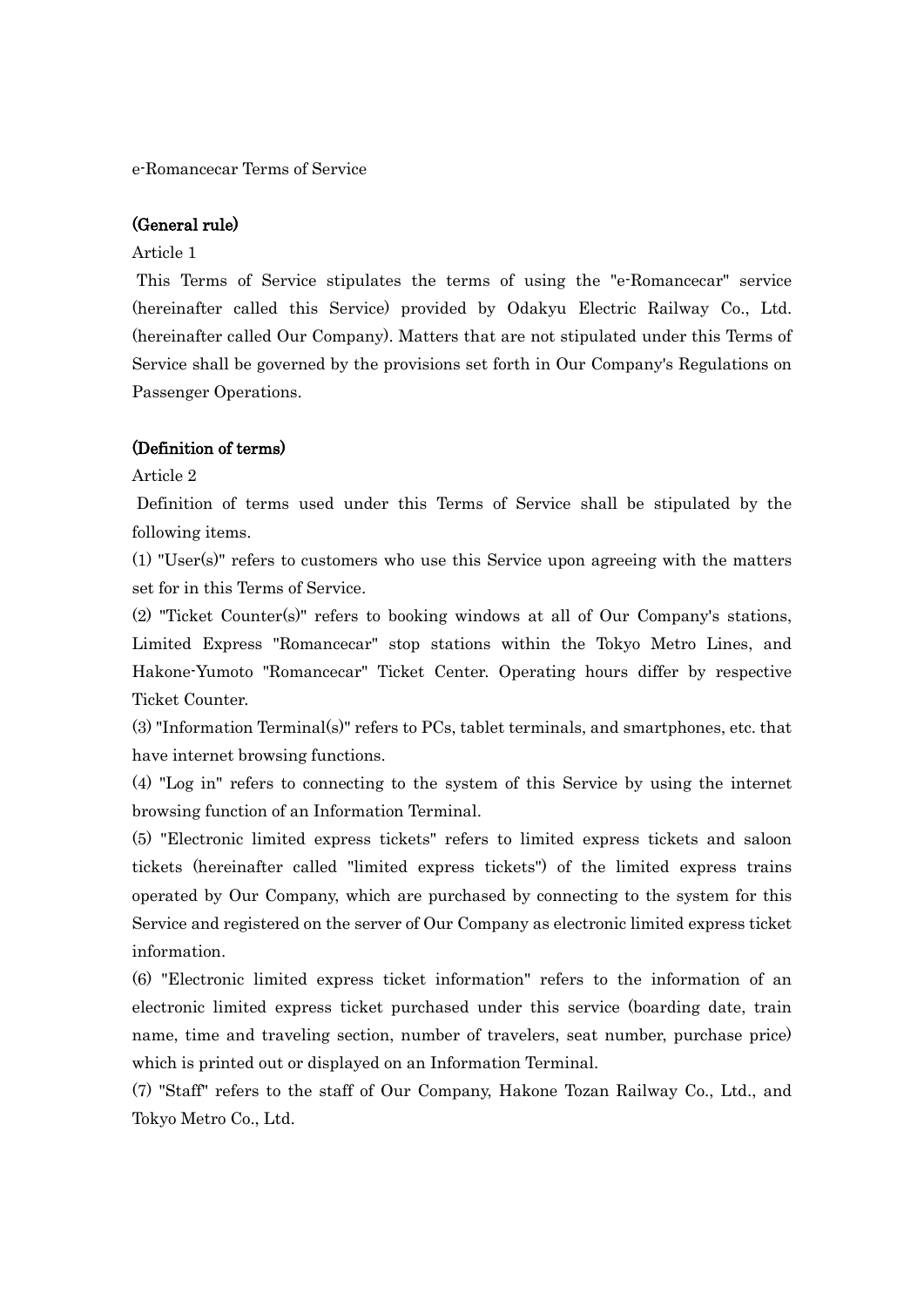e-Romancecar Terms of Service

**(General rule)**

Article 1

This Terms of Service stipulates the terms of using the "e-Romancecar" service (hereinafter called this Service) provided by Odakyu Electric Railway Co., Ltd. (hereinafter called Our Company). Matters that are not stipulated under this Terms of Service shall be governed by the provisions set forth in Our Company's Regulations on Passenger Operations.

**(Definition of terms)**

Article 2

Definition of terms used under this Terms of Service shall be stipulated by the following items.

(1) "User(s)" refers to customers who use this Service upon agreeing with the matters set for in this Terms of Service.

(2) "Ticket Counter(s)" refers to booking windows at all of Our Company's stations, Limited Express "Romancecar" stop stations within the Tokyo Metro Lines, and Hakone-Yumoto "Romancecar" Ticket Center. Operating hours differ by respective Ticket Counter.

(3) "Information Terminal(s)" refers to PCs, tablet terminals, and smartphones, etc. that have internet browsing functions.

(4) "Log in" refers to connecting to the system of this Service by using the internet browsing function of an Information Terminal.

(5) "Electronic limited express tickets" refers to limited express tickets and saloon tickets (hereinafter called "limited express tickets") of the limited express trains operated by Our Company, which are purchased by connecting to the system for this Service and registered on the server of Our Company as electronic limited express ticket information.

(6) "Electronic limited express ticket information" refers to the information of an electronic limited express ticket purchased under this service (boarding date, train name, time and traveling section, number of travelers, seat number, purchase price) which is printed out or displayed on an Information Terminal.

(7) "Staff" refers to the staff of Our Company, Hakone Tozan Railway Co., Ltd., and Tokyo Metro Co., Ltd.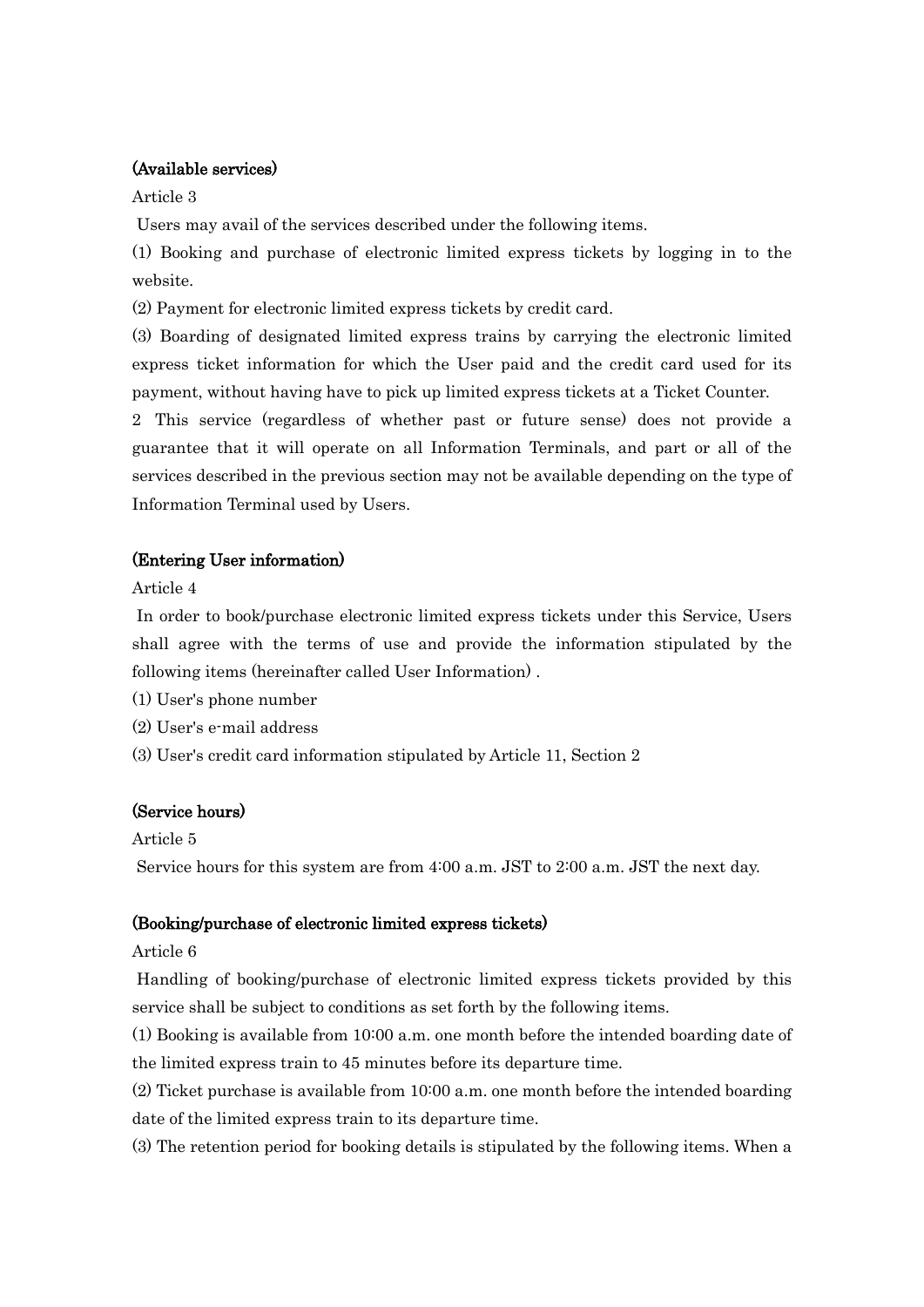**(Available services)**

Article 3

Users may avail of the services described under the following items.

(1) Booking and purchase of electronic limited express tickets by logging in to the website.

(2) Payment for electronic limited express tickets by credit card.

(3) Boarding of designated limited express trains by carrying the electronic limited express ticket information for which the User paid and the credit card used for its payment, without having have to pick up limited express tickets at a Ticket Counter.

2 This service (regardless of whether past or future sense) does not provide a guarantee that it will operate on all Information Terminals, and part or all of the services described in the previous section may not be available depending on the type of Information Terminal used by Users.

**(Entering User information)**

Article 4

In order to book/purchase electronic limited express tickets under this Service, Users shall agree with the terms of use and provide the information stipulated by the following items (hereinafter called User Information) .

(1) User's phone number

(2) User's e-mail address

(3) User's credit card information stipulated by Article 11, Section 2

**(Service hours)**

Article 5

Service hours for this system are from 4:00 a.m. JST to 2:00 a.m. JST the next day.

**(Booking/purchase of electronic limited express tickets)**

Article 6

Handling of booking/purchase of electronic limited express tickets provided by this service shall be subject to conditions as set forth by the following items.

(1) Booking is available from 10:00 a.m. one month before the intended boarding date of the limited express train to 45 minutes before its departure time.

(2) Ticket purchase is available from 10:00 a.m. one month before the intended boarding date of the limited express train to its departure time.

(3) The retention period for booking details is stipulated by the following items. When a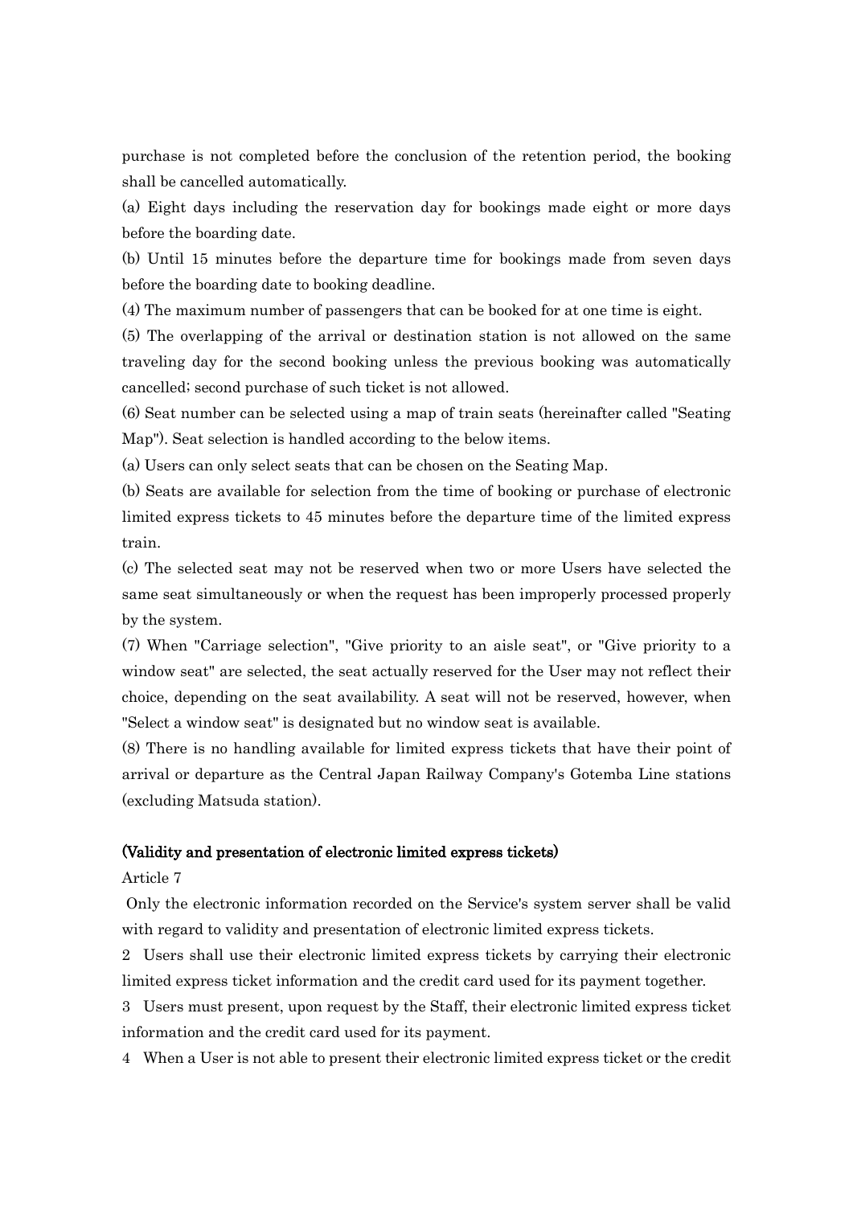purchase is not completed before the conclusion of the retention period, the booking shall be cancelled automatically.

(a) Eight days including the reservation day for bookings made eight or more days before the boarding date.

(b) Until 15 minutes before the departure time for bookings made from seven days before the boarding date to booking deadline.

(4) The maximum number of passengers that can be booked for at one time is eight.

(5) The overlapping of the arrival or destination station is not allowed on the same traveling day for the second booking unless the previous booking was automatically cancelled; second purchase of such ticket is not allowed.

(6) Seat number can be selected using a map of train seats (hereinafter called "Seating Map"). Seat selection is handled according to the below items.

(a) Users can only select seats that can be chosen on the Seating Map.

(b) Seats are available for selection from the time of booking or purchase of electronic limited express tickets to 45 minutes before the departure time of the limited express train.

(c) The selected seat may not be reserved when two or more Users have selected the same seat simultaneously or when the request has been improperly processed properly by the system.

(7) When "Carriage selection", "Give priority to an aisle seat", or "Give priority to a window seat" are selected, the seat actually reserved for the User may not reflect their choice, depending on the seat availability. A seat will not be reserved, however, when "Select a window seat" is designated but no window seat is available.

(8) There is no handling available for limited express tickets that have their point of arrival or departure as the Central Japan Railway Company's Gotemba Line stations (excluding Matsuda station).

**(Validity and presentation of electronic limited express tickets)**

Article 7

Only the electronic information recorded on the Service's system server shall be valid with regard to validity and presentation of electronic limited express tickets.

2 Users shall use their electronic limited express tickets by carrying their electronic limited express ticket information and the credit card used for its payment together.

3 Users must present, upon request by the Staff, their electronic limited express ticket information and the credit card used for its payment.

4 When a User is not able to present their electronic limited express ticket or the credit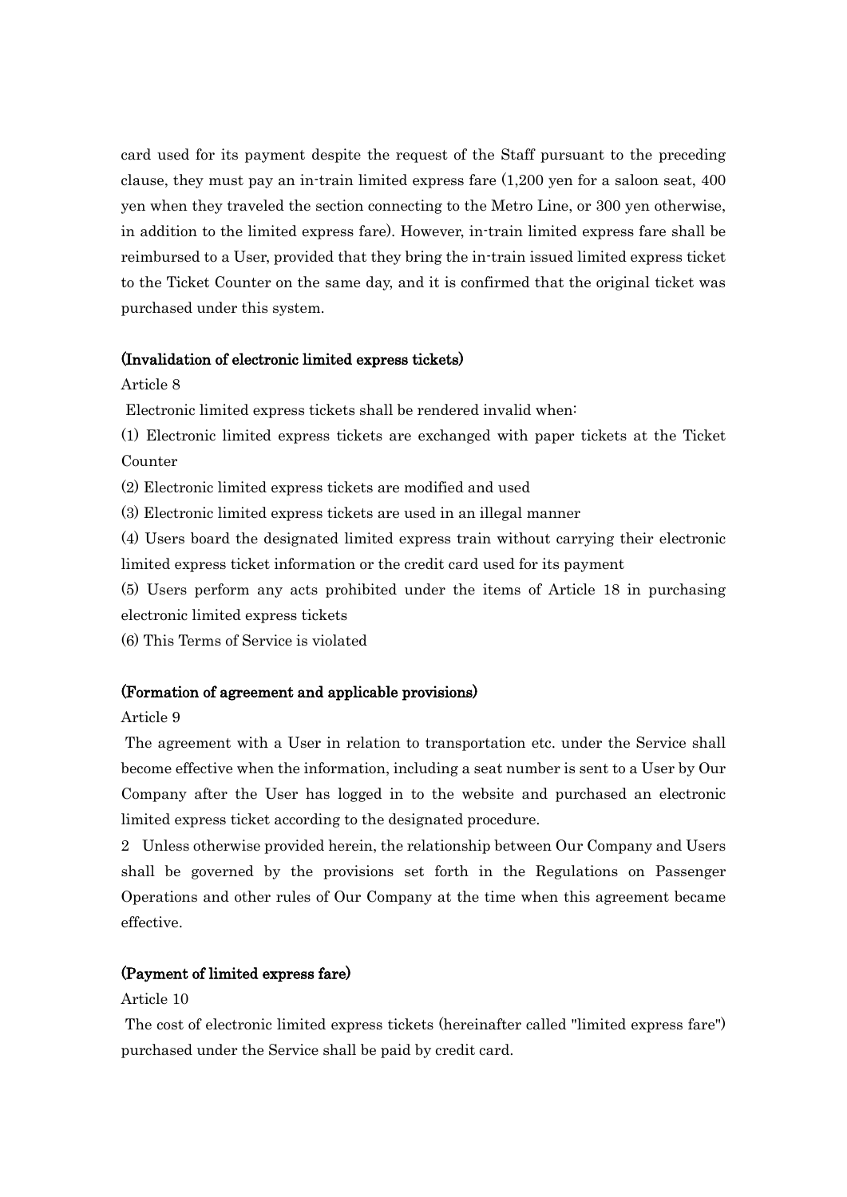card used for its payment despite the request of the Staff pursuant to the preceding clause, they must pay an in-train limited express fare (1,200 yen for a saloon seat, 400 yen when they traveled the section connecting to the Metro Line, or 300 yen otherwise, in addition to the limited express fare). However, in-train limited express fare shall be reimbursed to a User, provided that they bring the in-train issued limited express ticket to the Ticket Counter on the same day, and it is confirmed that the original ticket was purchased under this system.

**(Invalidation of electronic limited express tickets)**

Article 8

Electronic limited express tickets shall be rendered invalid when:

(1) Electronic limited express tickets are exchanged with paper tickets at the Ticket Counter

(2) Electronic limited express tickets are modified and used

(3) Electronic limited express tickets are used in an illegal manner

(4) Users board the designated limited express train without carrying their electronic limited express ticket information or the credit card used for its payment

(5) Users perform any acts prohibited under the items of Article 18 in purchasing electronic limited express tickets

(6) This Terms of Service is violated

**(Formation of agreement and applicable provisions)**

Article 9

The agreement with a User in relation to transportation etc. under the Service shall become effective when the information, including a seat number is sent to a User by Our Company after the User has logged in to the website and purchased an electronic limited express ticket according to the designated procedure.

2 Unless otherwise provided herein, the relationship between Our Company and Users shall be governed by the provisions set forth in the Regulations on Passenger Operations and other rules of Our Company at the time when this agreement became effective.

**(Payment of limited express fare)**

Article 10

The cost of electronic limited express tickets (hereinafter called "limited express fare") purchased under the Service shall be paid by credit card.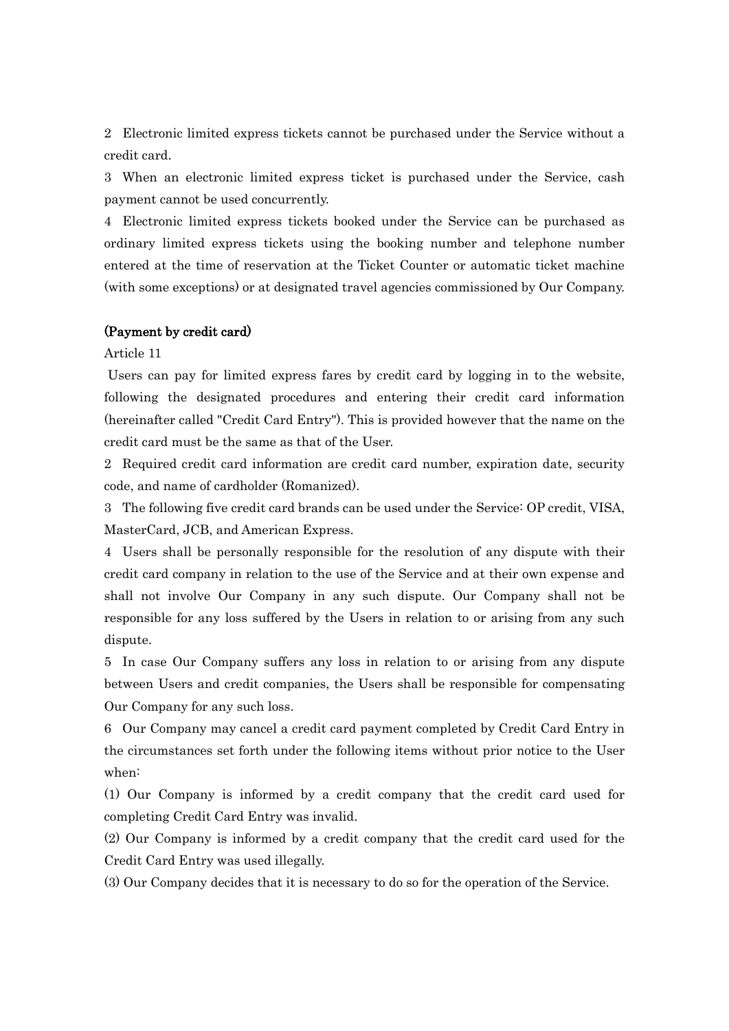2 Electronic limited express tickets cannot be purchased under the Service without a credit card.

3 When an electronic limited express ticket is purchased under the Service, cash payment cannot be used concurrently.

4 Electronic limited express tickets booked under the Service can be purchased as ordinary limited express tickets using the booking number and telephone number entered at the time of reservation at the Ticket Counter or automatic ticket machine (with some exceptions) or at designated travel agencies commissioned by Our Company.

**(Payment by credit card)**

Article 11

Users can pay for limited express fares by credit card by logging in to the website, following the designated procedures and entering their credit card information (hereinafter called "Credit Card Entry"). This is provided however that the name on the credit card must be the same as that of the User.

2 Required credit card information are credit card number, expiration date, security code, and name of cardholder (Romanized).

3 The following five credit card brands can be used under the Service: OP credit, VISA, MasterCard, JCB, and American Express.

4 Users shall be personally responsible for the resolution of any dispute with their credit card company in relation to the use of the Service and at their own expense and shall not involve Our Company in any such dispute. Our Company shall not be responsible for any loss suffered by the Users in relation to or arising from any such dispute.

5 In case Our Company suffers any loss in relation to or arising from any dispute between Users and credit companies, the Users shall be responsible for compensating Our Company for any such loss.

6 Our Company may cancel a credit card payment completed by Credit Card Entry in the circumstances set forth under the following items without prior notice to the User when:

(1) Our Company is informed by a credit company that the credit card used for completing Credit Card Entry was invalid.

(2) Our Company is informed by a credit company that the credit card used for the Credit Card Entry was used illegally.

(3) Our Company decides that it is necessary to do so for the operation of the Service.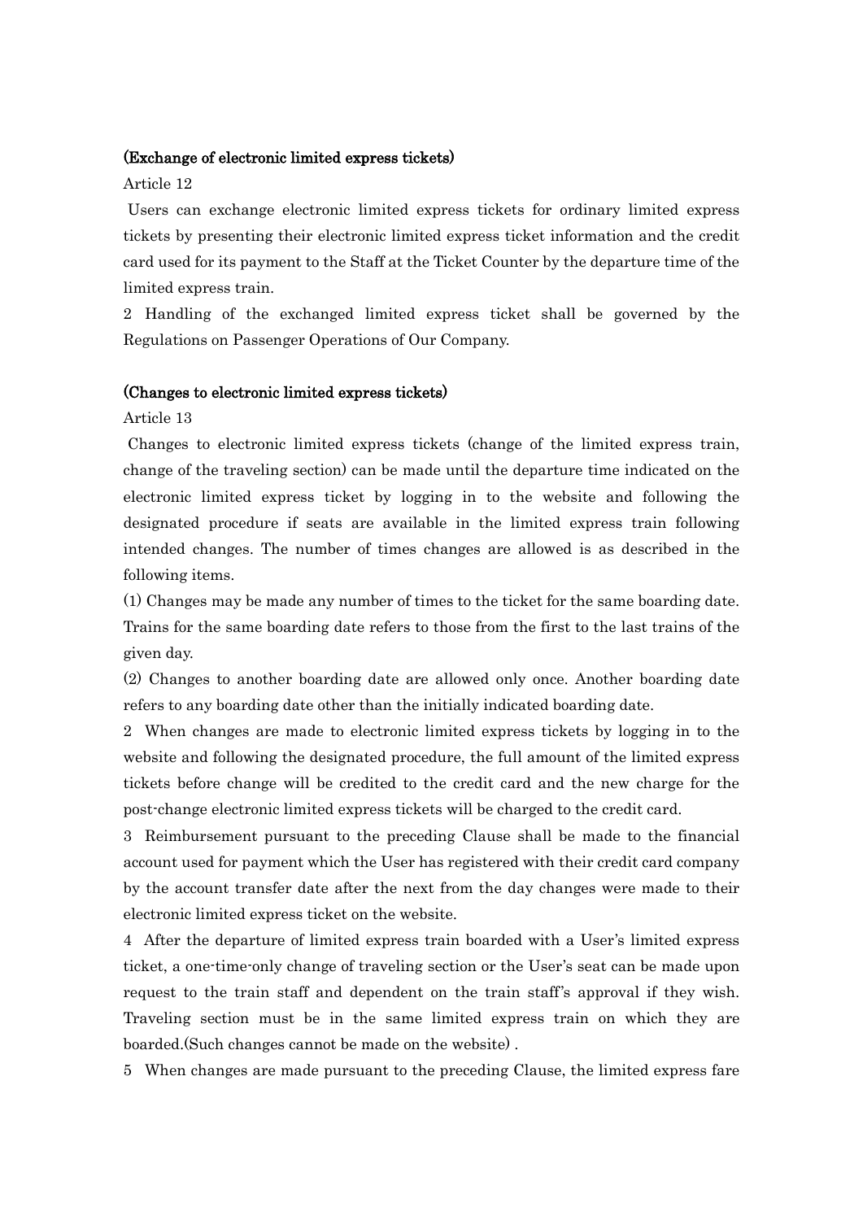**(Exchange of electronic limited express tickets)**

Article 12

Users can exchange electronic limited express tickets for ordinary limited express tickets by presenting their electronic limited express ticket information and the credit card used for its payment to the Staff at the Ticket Counter by the departure time of the limited express train.

2 Handling of the exchanged limited express ticket shall be governed by the Regulations on Passenger Operations of Our Company.

**(Changes to electronic limited express tickets)**

Article 13

Changes to electronic limited express tickets (change of the limited express train, change of the traveling section) can be made until the departure time indicated on the electronic limited express ticket by logging in to the website and following the designated procedure if seats are available in the limited express train following intended changes. The number of times changes are allowed is as described in the following items.

(1) Changes may be made any number of times to the ticket for the same boarding date. Trains for the same boarding date refers to those from the first to the last trains of the given day.

(2) Changes to another boarding date are allowed only once. Another boarding date refers to any boarding date other than the initially indicated boarding date.

2 When changes are made to electronic limited express tickets by logging in to the website and following the designated procedure, the full amount of the limited express tickets before change will be credited to the credit card and the new charge for the post-change electronic limited express tickets will be charged to the credit card.

3 Reimbursement pursuant to the preceding Clause shall be made to the financial account used for payment which the User has registered with their credit card company by the account transfer date after the next from the day changes were made to their electronic limited express ticket on the website.

4 After the departure of limited express train boarded with a User's limited express ticket, a one-time-only change of traveling section or the User's seat can be made upon request to the train staff and dependent on the train staff's approval if they wish. Traveling section must be in the same limited express train on which they are boarded.(Such changes cannot be made on the website) .

5 When changes are made pursuant to the preceding Clause, the limited express fare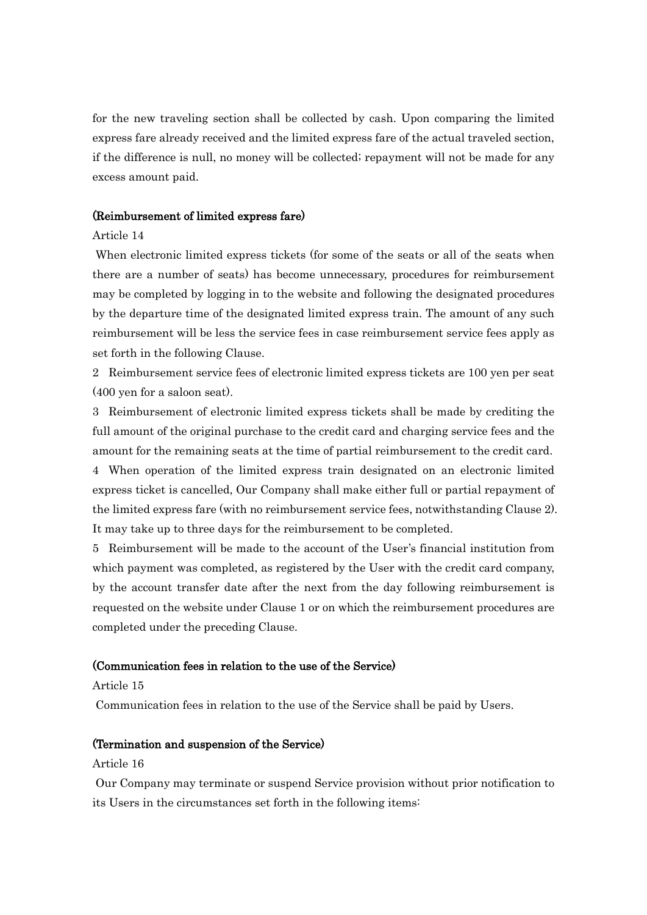for the new traveling section shall be collected by cash. Upon comparing the limited express fare already received and the limited express fare of the actual traveled section, if the difference is null, no money will be collected; repayment will not be made for any excess amount paid.

**(Reimbursement of limited express fare)**

Article 14

When electronic limited express tickets (for some of the seats or all of the seats when there are a number of seats) has become unnecessary, procedures for reimbursement may be completed by logging in to the website and following the designated procedures by the departure time of the designated limited express train. The amount of any such reimbursement will be less the service fees in case reimbursement service fees apply as set forth in the following Clause.

2 Reimbursement service fees of electronic limited express tickets are 100 yen per seat (400 yen for a saloon seat).

3 Reimbursement of electronic limited express tickets shall be made by crediting the full amount of the original purchase to the credit card and charging service fees and the amount for the remaining seats at the time of partial reimbursement to the credit card.

4 When operation of the limited express train designated on an electronic limited express ticket is cancelled, Our Company shall make either full or partial repayment of the limited express fare (with no reimbursement service fees, notwithstanding Clause 2). It may take up to three days for the reimbursement to be completed.

5 Reimbursement will be made to the account of the User's financial institution from which payment was completed, as registered by the User with the credit card company, by the account transfer date after the next from the day following reimbursement is requested on the website under Clause 1 or on which the reimbursement procedures are completed under the preceding Clause.

**(Communication fees in relation to the use of the Service)**

Article 15

Communication fees in relation to the use of the Service shall be paid by Users.

**(Termination and suspension of the Service)**

Article 16

Our Company may terminate or suspend Service provision without prior notification to its Users in the circumstances set forth in the following items: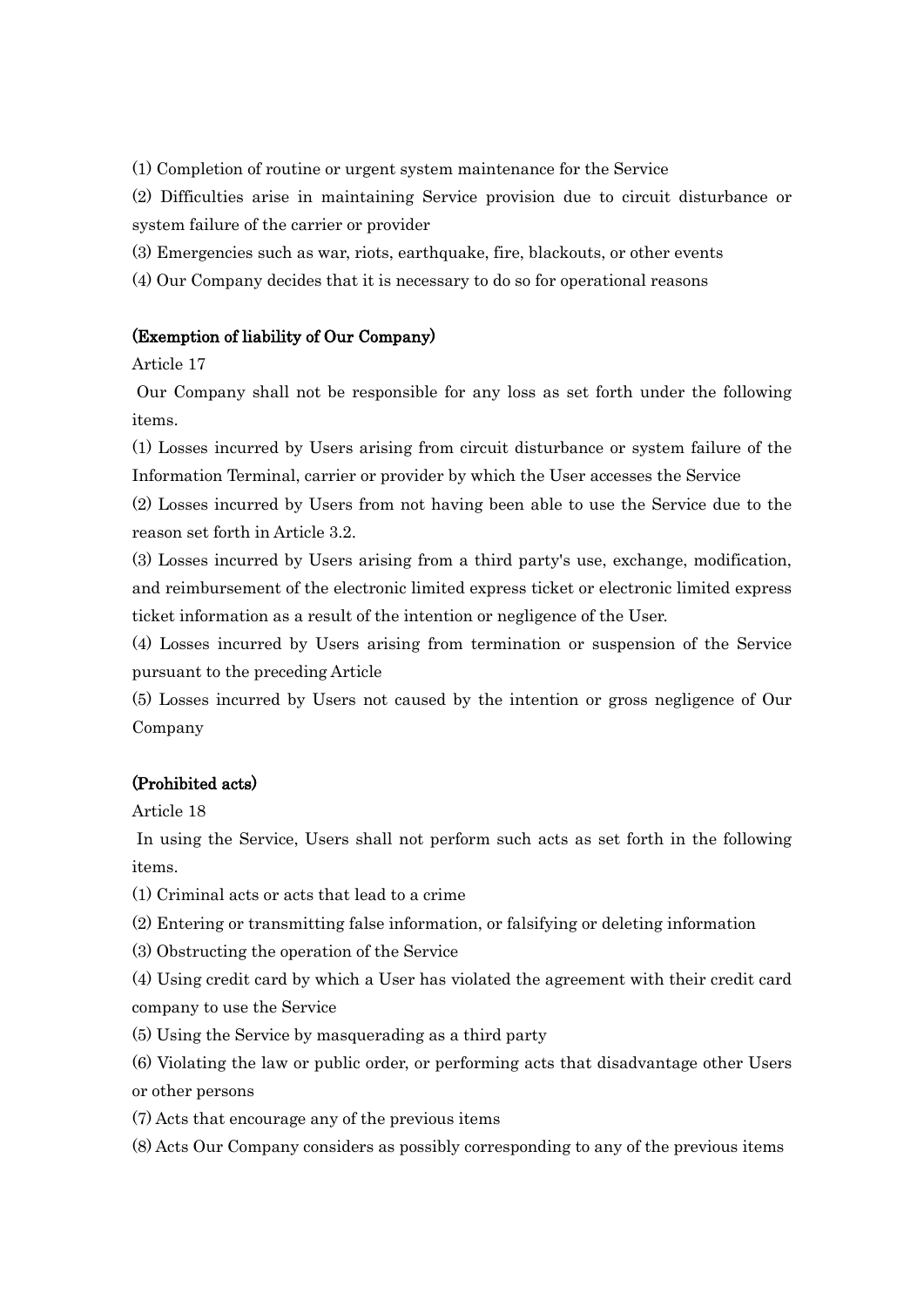(1) Completion of routine or urgent system maintenance for the Service

(2) Difficulties arise in maintaining Service provision due to circuit disturbance or system failure of the carrier or provider

(3) Emergencies such as war, riots, earthquake, fire, blackouts, or other events

(4) Our Company decides that it is necessary to do so for operational reasons

**(Exemption of liability of Our Company)**

Article 17

Our Company shall not be responsible for any loss as set forth under the following items.

(1) Losses incurred by Users arising from circuit disturbance or system failure of the Information Terminal, carrier or provider by which the User accesses the Service

(2) Losses incurred by Users from not having been able to use the Service due to the reason set forth in Article 3.2.

(3) Losses incurred by Users arising from a third party's use, exchange, modification, and reimbursement of the electronic limited express ticket or electronic limited express ticket information as a result of the intention or negligence of the User.

(4) Losses incurred by Users arising from termination or suspension of the Service pursuant to the preceding Article

(5) Losses incurred by Users not caused by the intention or gross negligence of Our Company

**(Prohibited acts)**

Article 18

In using the Service, Users shall not perform such acts as set forth in the following items.

(1) Criminal acts or acts that lead to a crime

(2) Entering or transmitting false information, or falsifying or deleting information

(3) Obstructing the operation of the Service

(4) Using credit card by which a User has violated the agreement with their credit card company to use the Service

(5) Using the Service by masquerading as a third party

(6) Violating the law or public order, or performing acts that disadvantage other Users or other persons

(7) Acts that encourage any of the previous items

(8) Acts Our Company considers as possibly corresponding to any of the previous items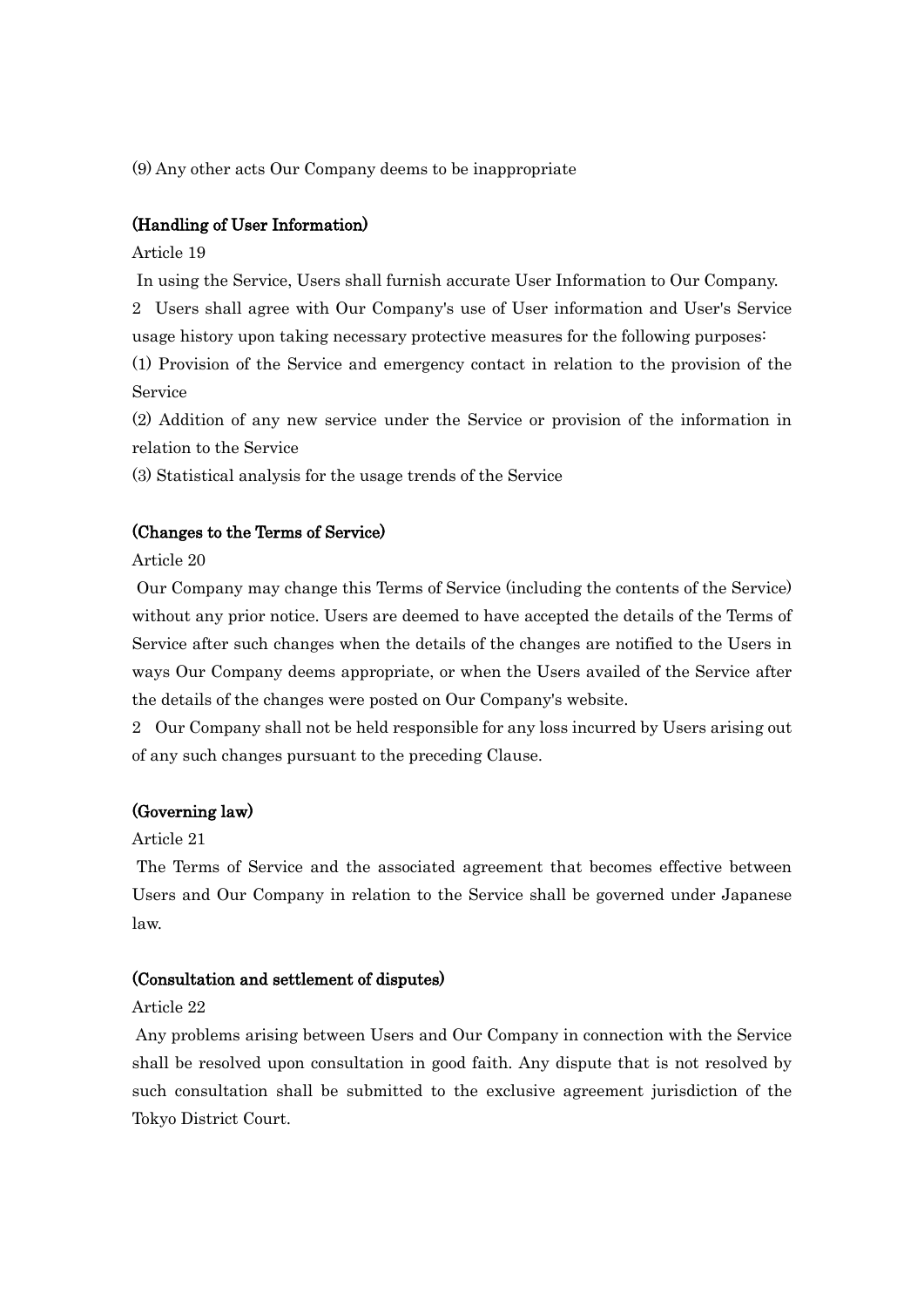(9) Any other acts Our Company deems to be inappropriate

**(Handling of User Information)**

Article 19

In using the Service, Users shall furnish accurate User Information to Our Company.

2 Users shall agree with Our Company's use of User information and User's Service usage history upon taking necessary protective measures for the following purposes:

(1) Provision of the Service and emergency contact in relation to the provision of the Service

(2) Addition of any new service under the Service or provision of the information in relation to the Service

(3) Statistical analysis for the usage trends of the Service

**(Changes to the Terms of Service)**

Article 20

Our Company may change this Terms of Service (including the contents of the Service) without any prior notice. Users are deemed to have accepted the details of the Terms of Service after such changes when the details of the changes are notified to the Users in ways Our Company deems appropriate, or when the Users availed of the Service after the details of the changes were posted on Our Company's website.

2 Our Company shall not be held responsible for any loss incurred by Users arising out of any such changes pursuant to the preceding Clause.

**(Governing law)**

Article 21

The Terms of Service and the associated agreement that becomes effective between Users and Our Company in relation to the Service shall be governed under Japanese law.

**(Consultation and settlement of disputes)**

Article 22

Any problems arising between Users and Our Company in connection with the Service shall be resolved upon consultation in good faith. Any dispute that is not resolved by such consultation shall be submitted to the exclusive agreement jurisdiction of the Tokyo District Court.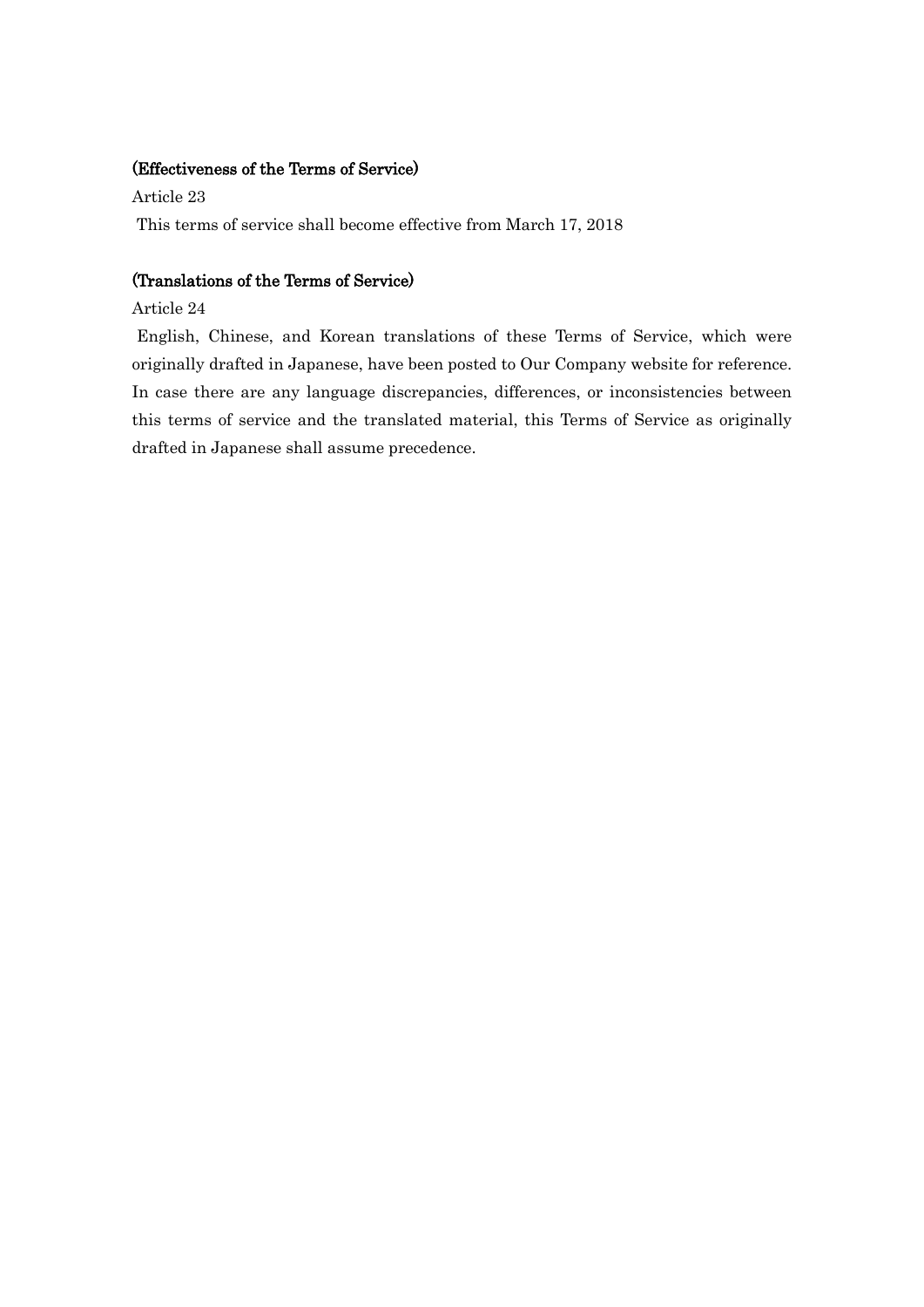**(Effectiveness of the Terms of Service)**

Article 23

This terms of service shall become effective from March 17, 2018

**(Translations of the Terms of Service)**

Article 24

English, Chinese, and Korean translations of these Terms of Service, which were originally drafted in Japanese, have been posted to Our Company website for reference. In case there are any language discrepancies, differences, or inconsistencies between this terms of service and the translated material, this Terms of Service as originally drafted in Japanese shall assume precedence.